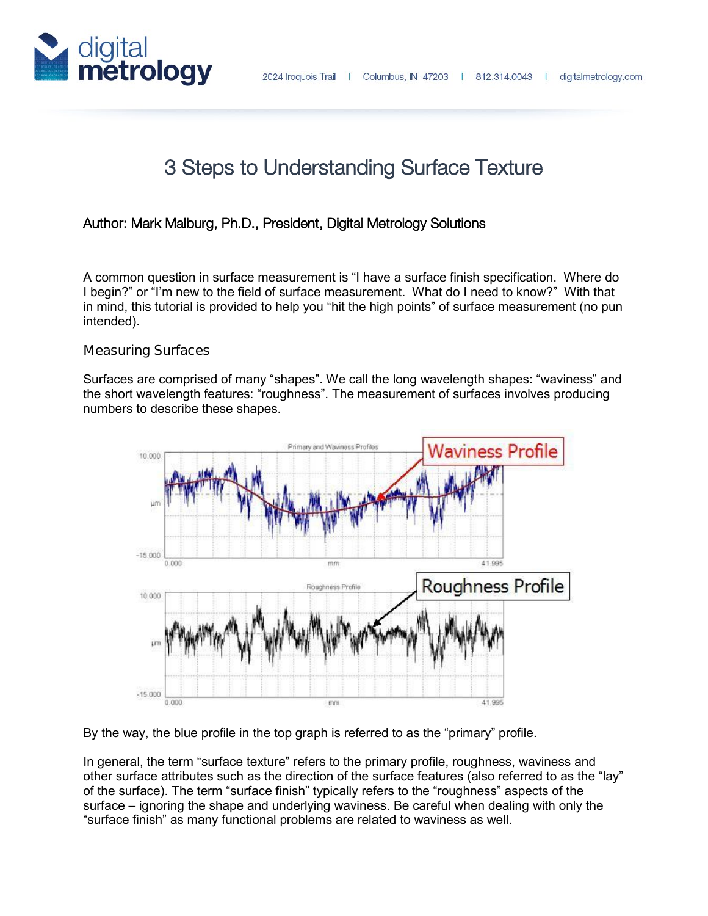# 3 Steps to Understanding Surface Texture

**Author: Mark Malburg, Ph.D., President, Digital Metrology Solutions**

A common question in surface measurement is "I have a surface finish specification. Where do I begin?" or "I'm new to the field of surface measurement. What do I need to know?" With that in mind, this tutorial is provided to help you "hit the high points" of surface measurement (no pun intended).

## Measuring Surfaces

Surfaces are comprised of many "shapes". We call the long wavelength shapes: "waviness" and the short wavelength features: "roughness". The measurement of surfaces involves producing numbers to describe these shapes.

By the way, the blue profile in the top graph is referred to as the "primary" profile.

In general, the term "surface texture" refers to the primary profile, roughness, waviness and other surface attributes such as the direction of the surface features (also referred to as the "lay" of the surface). The term "surface finish" typically refers to the "roughness" aspects of the surface – ignoring the shape and underlying waviness. Be careful when dealing with only the "surface finish" as many functional problems are related to waviness as well.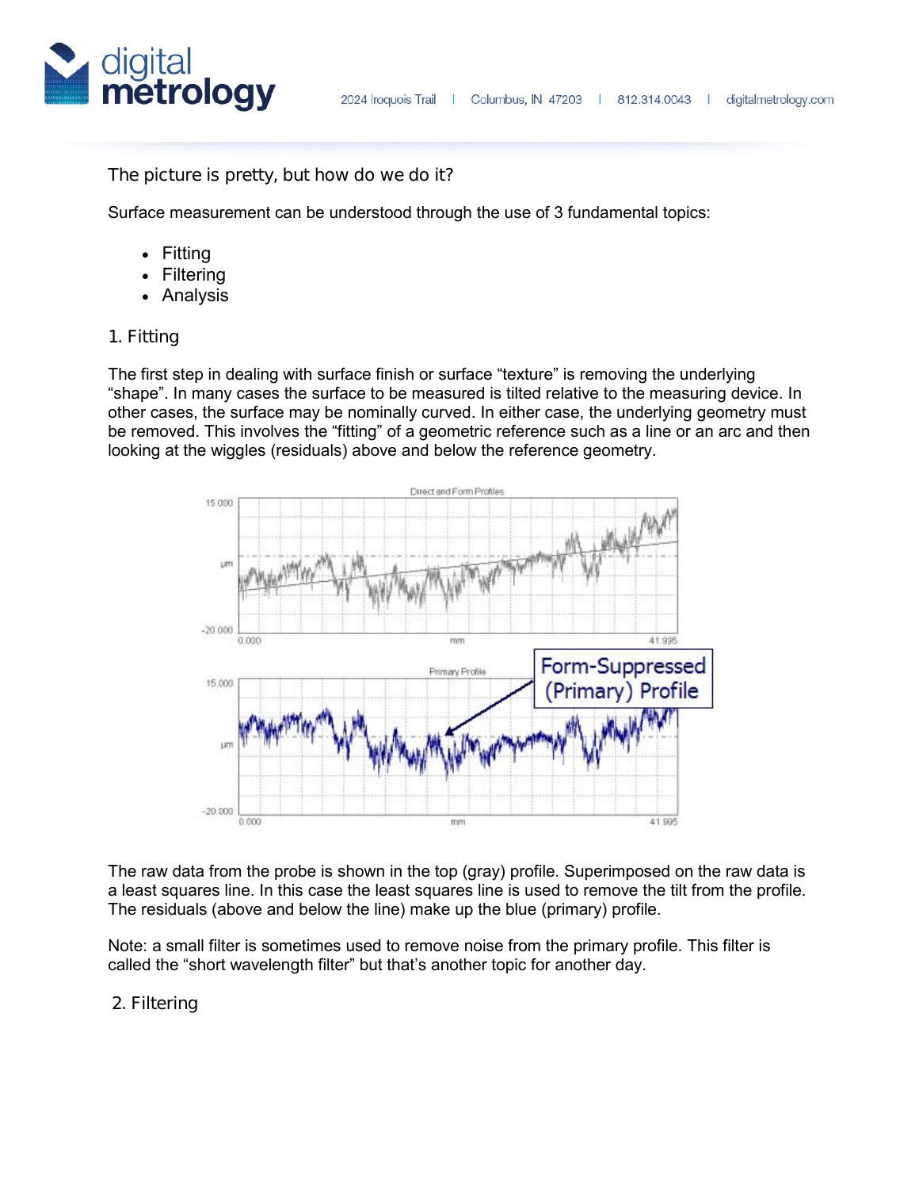## The picture is pretty, but how do we do it?

Surface measurement can be understood through the use of 3 fundamental topics:

- Fitting
- Filtering
- Analysis

### 1. Fitting

The first step in dealing with surface finish or surface "texture" is removing the underlying "shape". In many cases the surface to be measured is tilted relative to the measuring device. In other cases, the surface may be nominally curved. In either case, the underlying geometry must be removed. This involves the "fitting" of a geometric reference such as a line or an arc and then looking at the wiggles (residuals) above and below the reference geometry.

The raw data from the probe is shown in the top (gray) profile. Superimposed on the raw data is a least squares line. In this case the least squares line is used to remove the tilt from the profile. The residuals (above and below the line) make up the blue (primary) profile.

Note: a small filter is sometimes used to remove noise from the primary profile. This filter is called the "short wavelength filter" but that's another topic for another day.

### 2. Filtering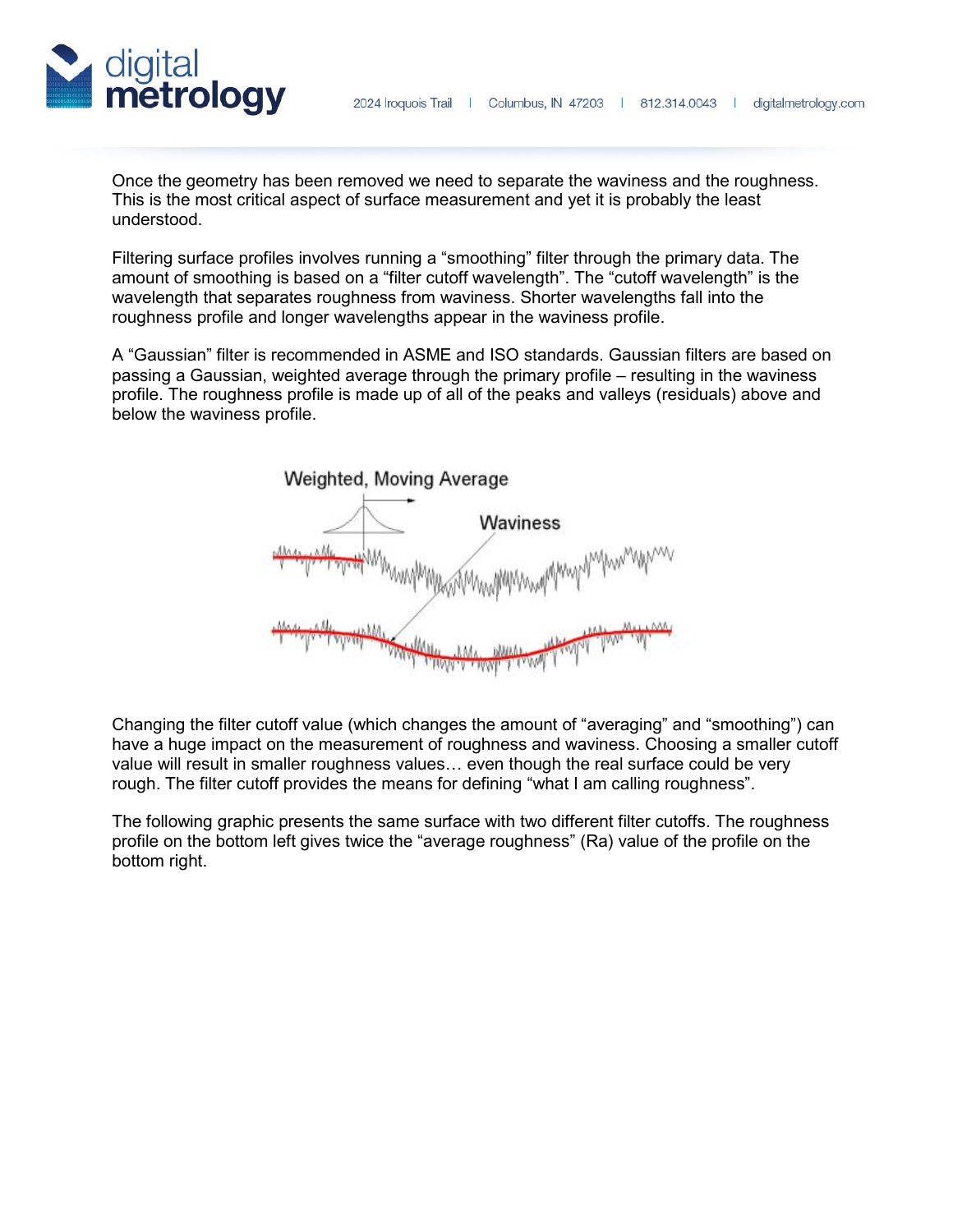Once the geometry has been removed we need to separate the waviness and the roughness. This is the most critical aspect of surface measurement and yet it is probably the least understood.

Filtering surface profiles involves running a "smoothing" filter through the primary data. The amount of smoothing is based on a "filter cutoff wavelength". The "cutoff wavelength" is the wavelength that separates roughness from waviness. Shorter wavelengths fall into the roughness profile and longer wavelengths appear in the waviness profile.

A "Gaussian" filter is recommended in ASME and ISO standards. Gaussian filters are based on passing a Gaussian, weighted average through the primary profile – resulting in the waviness profile. The roughness profile is made up of all of the peaks and valleys (residuals) above and below the waviness profile.

Changing the filter cutoff value (which changes the amount of "averaging" and "smoothing") can have a huge impact on the measurement of roughness and waviness. Choosing a smaller cutoff value will result in smaller roughness values… even though the real surface could be very rough. The filter cutoff provides the means for defining "what I am calling roughness".

The following graphic presents the same surface with two different filter cutoffs. The roughness profile on the bottom left gives twice the "average roughness" (Ra) value of the profile on the bottom right.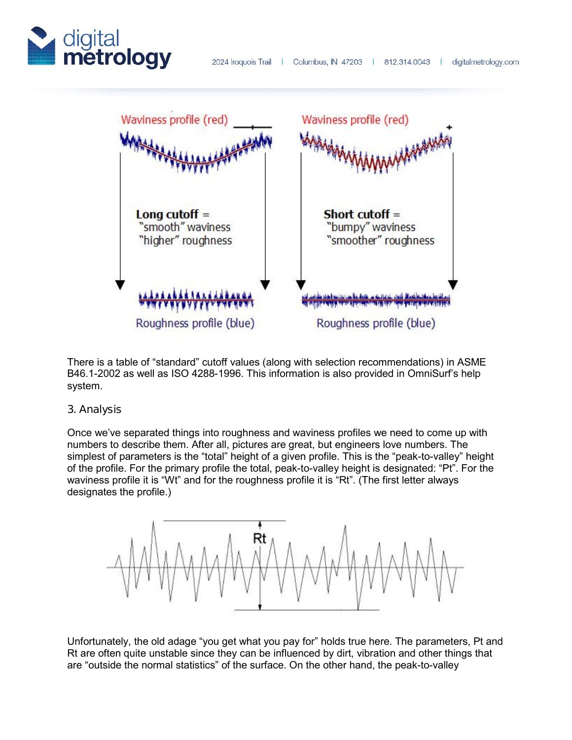Waviness profile (red)

Long cutoff =
"smooth" waviness
"higher" roughness

Roughness profile (blue)

Waviness profile (red)

Short cutoff =
"bumpy" waviness
"smoother" roughness

Roughness profile (blue)

There is a table of "standard" cutoff values (along with selection recommendations) in ASME B46.1-2002 as well as ISO 4288-1996. This information is also provided in OmniSurf's help system.

### 3. Analysis

Once we've separated things into roughness and waviness profiles we need to come up with numbers to describe them. After all, pictures are great, but engineers love numbers. The simplest of parameters is the "total" height of a given profile. This is the "peak-to-valley" height of the profile. For the primary profile the total, peak-to-valley height is designated: "Pt". For the waviness profile it is "Wt" and for the roughness profile it is "Rt". (The first letter always designates the profile.)

Rt

Unfortunately, the old adage "you get what you pay for" holds true here. The parameters, Pt and Rt are often quite unstable since they can be influenced by dirt, vibration and other things that are "outside the normal statistics" of the surface. On the other hand, the peak-to-valley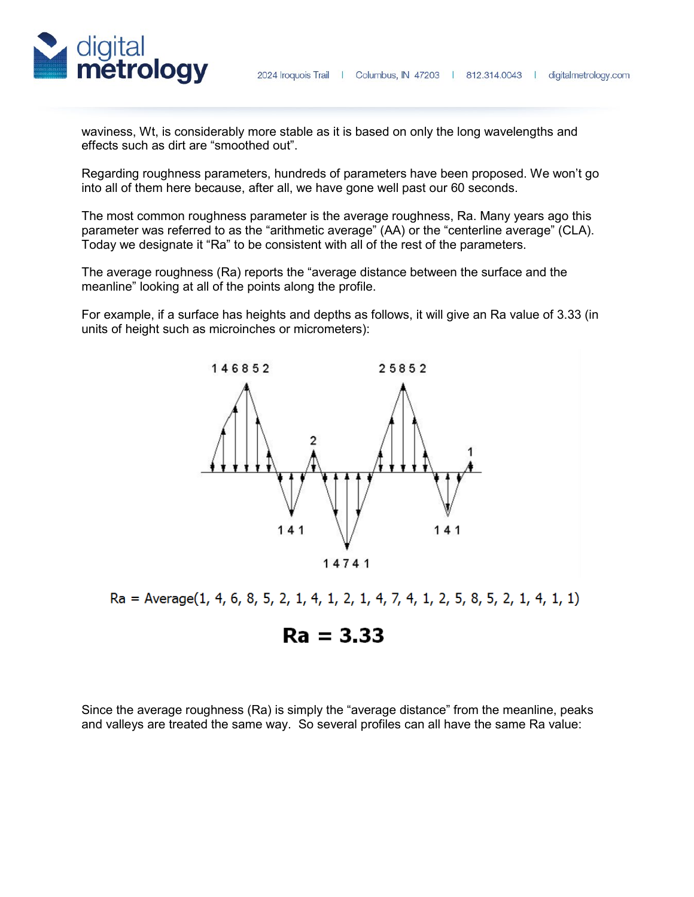waviness, Wt, is considerably more stable as it is based on only the long wavelengths and effects such as dirt are "smoothed out".

Regarding roughness parameters, hundreds of parameters have been proposed. We won't go into all of them here because, after all, we have gone well past our 60 seconds.

The most common roughness parameter is the average roughness, Ra. Many years ago this parameter was referred to as the "arithmetic average" (AA) or the "centerline average" (CLA). Today we designate it "Ra" to be consistent with all of the rest of the parameters.

The average roughness (Ra) reports the "average distance between the surface and the meanline" looking at all of the points along the profile.

For example, if a surface has heights and depths as follows, it will give an Ra value of 3.33 (in units of height such as microinches or micrometers):

Ra = Average(1, 4, 6, 8, 5, 2, 1, 4, 1, 2, 1, 4, 7, 4, 1, 2, 5, 8, 5, 2, 1, 4, 1, 1)

**Ra = 3.33**

Since the average roughness (Ra) is simply the "average distance" from the meanline, peaks and valleys are treated the same way. So several profiles can all have the same Ra value: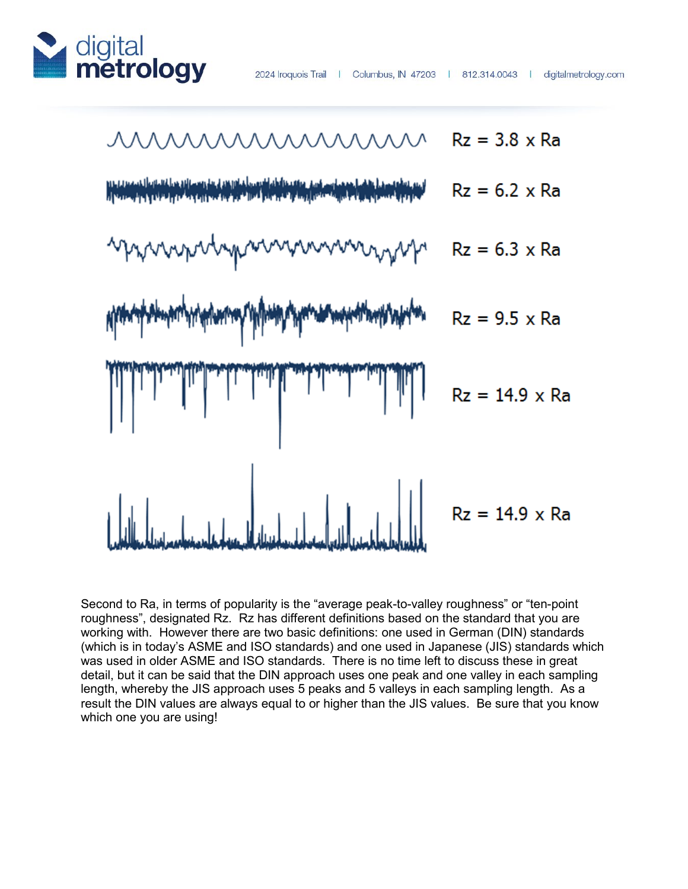Rz = 3.8 x Ra

Rz = 6.2 x Ra

Rz = 6.3 x Ra

Rz = 9.5 x Ra

Rz = 14.9 x Ra

Rz = 14.9 x Ra

Second to Ra, in terms of popularity is the “average peak-to-valley roughness” or “ten-point roughness”, designated Rz. Rz has different definitions based on the standard that you are working with. However there are two basic definitions: one used in German (DIN) standards (which is in today’s ASME and ISO standards) and one used in Japanese (JIS) standards which was used in older ASME and ISO standards. There is no time left to discuss these in great detail, but it can be said that the DIN approach uses one peak and one valley in each sampling length, whereby the JIS approach uses 5 peaks and 5 valleys in each sampling length. As a result the DIN values are always equal to or higher than the JIS values. Be sure that you know which one you are using!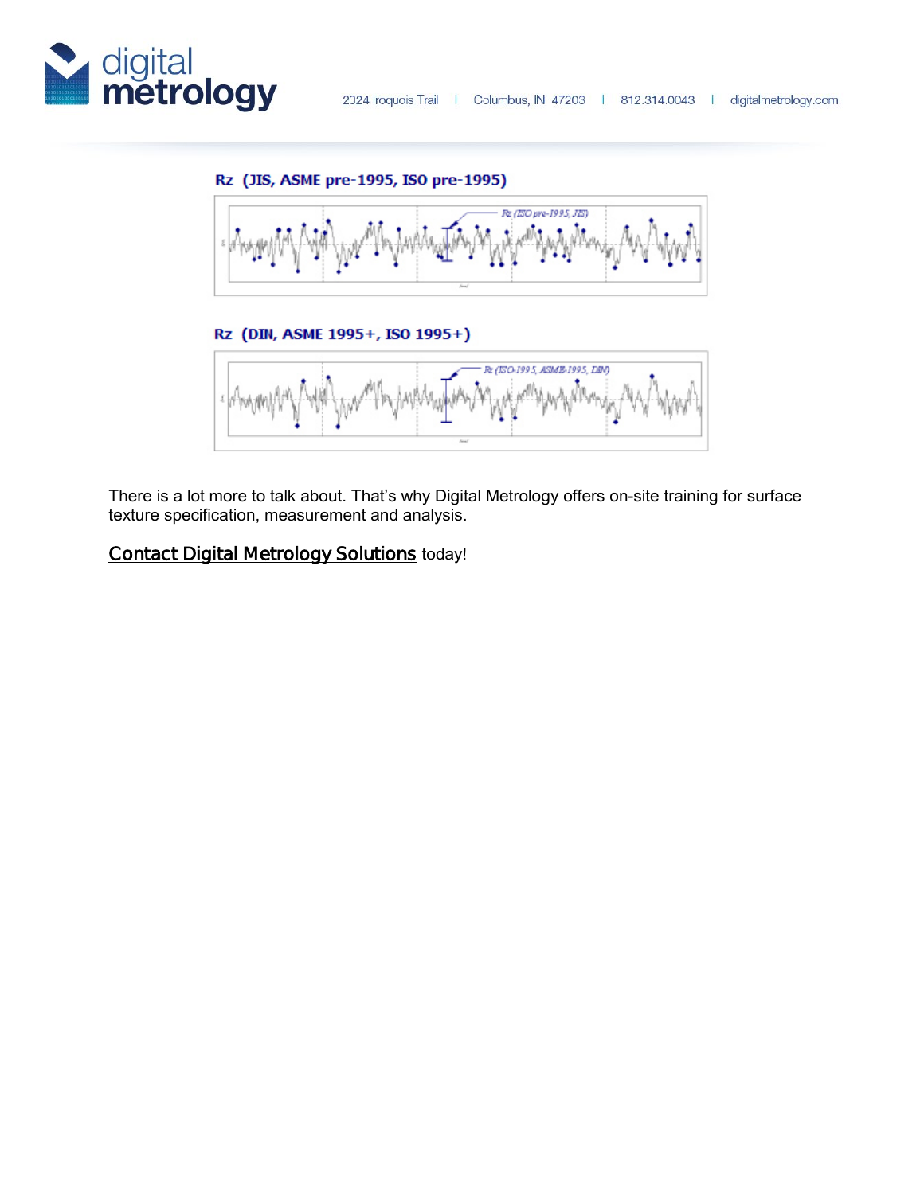**Rz (JIS, ASME pre-1995, ISO pre-1995)**

Rz (ISO pre-1995, JIS)

**Rz (DIN, ASME 1995+, ISO 1995+)**

Rz (ISO-1995, ASME-1995, DIN)

There is a lot more to talk about. That's why Digital Metrology offers on-site training for surface texture specification, measurement and analysis.

Contact Digital Metrology Solutions today!